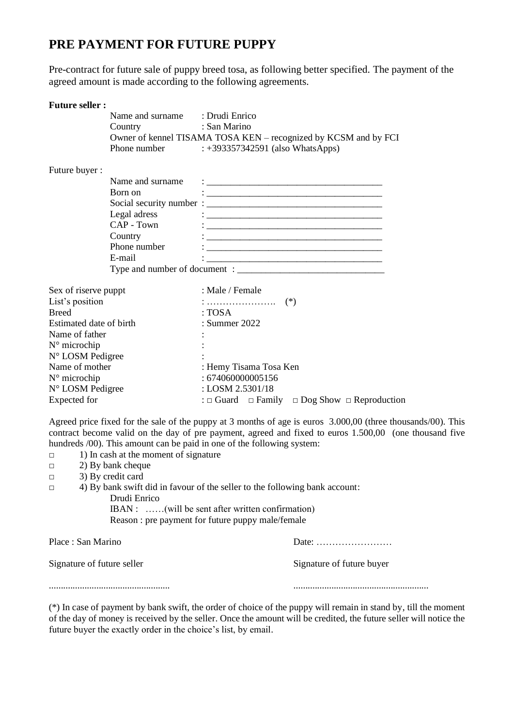# PRE PAYMENT FOR FUTURE PUPPY

Pre-contract for future sale of puppy breed tosa, as following better specified. The payment of the agreed amount is made according to the following agreements.

**Future seller :**

Name and surname : Drudi Enrico
Country : San Marino
Owner of kennel TISAMA TOSA KEN – recognized by KCSM and by FCI
Phone number : +393357342591 (also WhatsApps)

Future buyer :

Name and surname : ____________________________________
Born on : ____________________________________
Social security number : ____________________________________
Legal adress : ____________________________________
CAP - Town : ____________________________________
Country : ____________________________________
Phone number : ____________________________________
E-mail : ____________________________________
Type and number of document : ________________________________

| | |
|---|---|
| Sex of riserve puppt | : Male / Female |
| List's position | : …………………. (*) |
| Breed | : TOSA |
| Estimated date of birth | : Summer 2022 |
| Name of father | : |
| N° microchip | : |
| N° LOSM Pedigree | : |
| Name of mother | : Hemy Tisama Tosa Ken |
| N° microchip | : 674060000005156 |
| N° LOSM Pedigree | : LOSM 2.5301/18 |
| Expected for | : □ Guard □ Family □ Dog Show □ Reproduction |

Agreed price fixed for the sale of the puppy at 3 months of age is euros 3.000,00 (three thousands/00). This contract become valid on the day of pre payment, agreed and fixed to euros 1.500,00 (one thousand five hundreds /00). This amount can be paid in one of the following system:

□ 1) In cash at the moment of signature
□ 2) By bank cheque
□ 3) By credit card
□ 4) By bank swift did in favour of the seller to the following bank account:
  Drudi Enrico
  IBAN : ……(will be sent after written confirmation)
  Reason : pre payment for future puppy male/female

Place : San Marino Date: ……………………

Signature of future seller Signature of future buyer

.................................................. ........................................................

(*) In case of payment by bank swift, the order of choice of the puppy will remain in stand by, till the moment of the day of money is received by the seller. Once the amount will be credited, the future seller will notice the future buyer the exactly order in the choice's list, by email.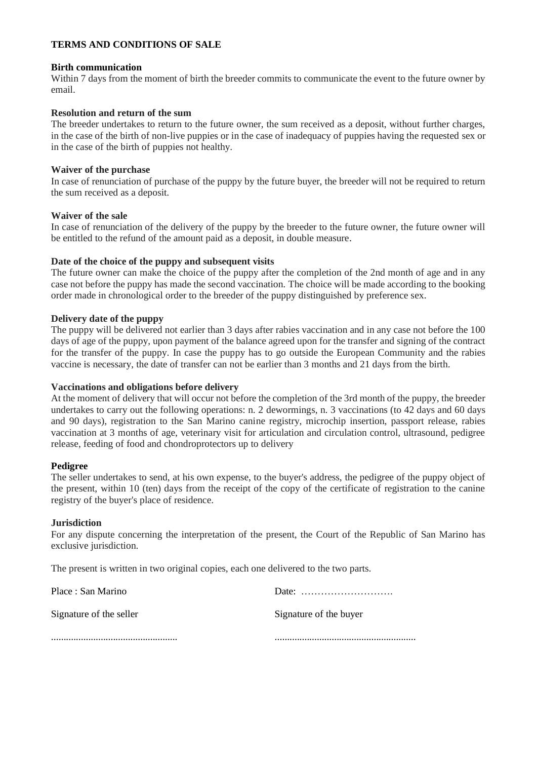# TERMS AND CONDITIONS OF SALE

**Birth communication**

Within 7 days from the moment of birth the breeder commits to communicate the event to the future owner by email.

**Resolution and return of the sum**

The breeder undertakes to return to the future owner, the sum received as a deposit, without further charges, in the case of the birth of non-live puppies or in the case of inadequacy of puppies having the requested sex or in the case of the birth of puppies not healthy.

**Waiver of the purchase**

In case of renunciation of purchase of the puppy by the future buyer, the breeder will not be required to return the sum received as a deposit.

**Waiver of the sale**

In case of renunciation of the delivery of the puppy by the breeder to the future owner, the future owner will be entitled to the refund of the amount paid as a deposit, in double measure.

**Date of the choice of the puppy and subsequent visits**

The future owner can make the choice of the puppy after the completion of the 2nd month of age and in any case not before the puppy has made the second vaccination. The choice will be made according to the booking order made in chronological order to the breeder of the puppy distinguished by preference sex.

**Delivery date of the puppy**

The puppy will be delivered not earlier than 3 days after rabies vaccination and in any case not before the 100 days of age of the puppy, upon payment of the balance agreed upon for the transfer and signing of the contract for the transfer of the puppy. In case the puppy has to go outside the European Community and the rabies vaccine is necessary, the date of transfer can not be earlier than 3 months and 21 days from the birth.

**Vaccinations and obligations before delivery**

At the moment of delivery that will occur not before the completion of the 3rd month of the puppy, the breeder undertakes to carry out the following operations: n. 2 dewormings, n. 3 vaccinations (to 42 days and 60 days and 90 days), registration to the San Marino canine registry, microchip insertion, passport release, rabies vaccination at 3 months of age, veterinary visit for articulation and circulation control, ultrasound, pedigree release, feeding of food and chondroprotectors up to delivery

**Pedigree**

The seller undertakes to send, at his own expense, to the buyer's address, the pedigree of the puppy object of the present, within 10 (ten) days from the receipt of the copy of the certificate of registration to the canine registry of the buyer's place of residence.

**Jurisdiction**

For any dispute concerning the interpretation of the present, the Court of the Republic of San Marino has exclusive jurisdiction.

The present is written in two original copies, each one delivered to the two parts.

Place : San Marino

Date: ……………………….

Signature of the seller

..................................................

Signature of the buyer

........................................................